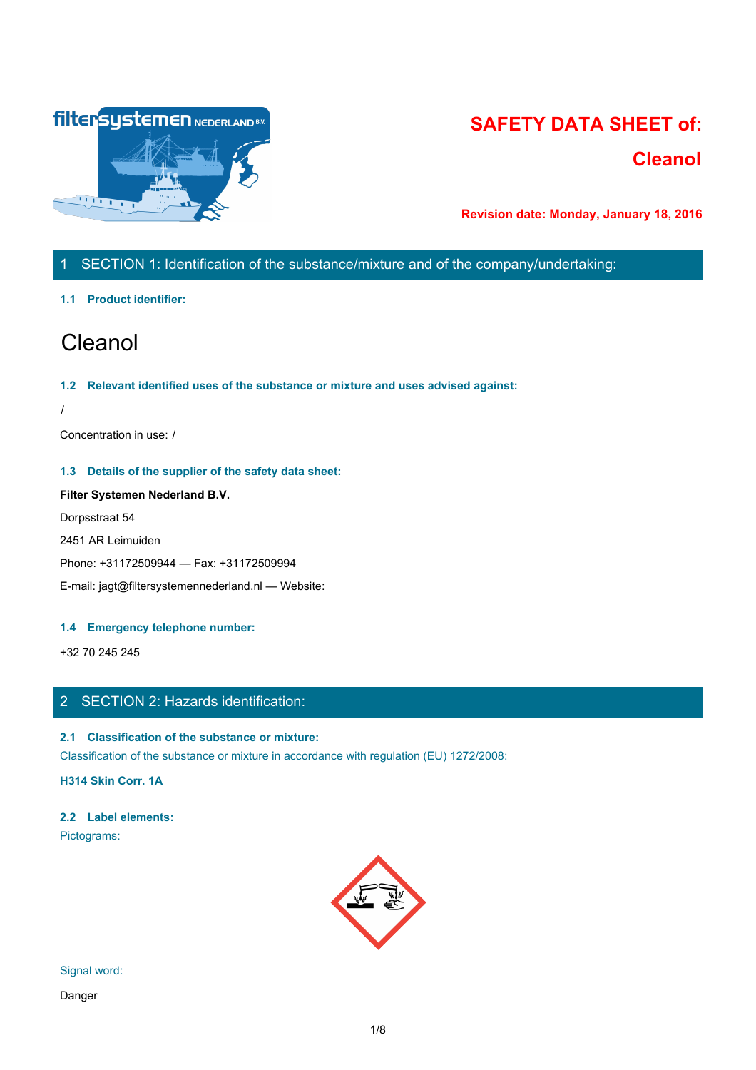# SAFETY DATA SHEET of: Cleanol

**Revision date: Monday, January 18, 2016**

## 1 SECTION 1: Identification of the substance/mixture and of the company/undertaking:

### 1.1 Product identifier:

Cleanol

### 1.2 Relevant identified uses of the substance or mixture and uses advised against:

/

Concentration in use: /

### 1.3 Details of the supplier of the safety data sheet:

**Filter Systemen Nederland B.V.**

Dorpsstraat 54

2451 AR Leimuiden

Phone: +31172509944 — Fax: +31172509994

E-mail: jagt@filtersystemennederland.nl — Website:

### 1.4 Emergency telephone number:

+32 70 245 245

## 2 SECTION 2: Hazards identification:

### 2.1 Classification of the substance or mixture:

Classification of the substance or mixture in accordance with regulation (EU) 1272/2008:

**H314 Skin Corr. 1A**

### 2.2 Label elements:

Pictograms:

Signal word:

Danger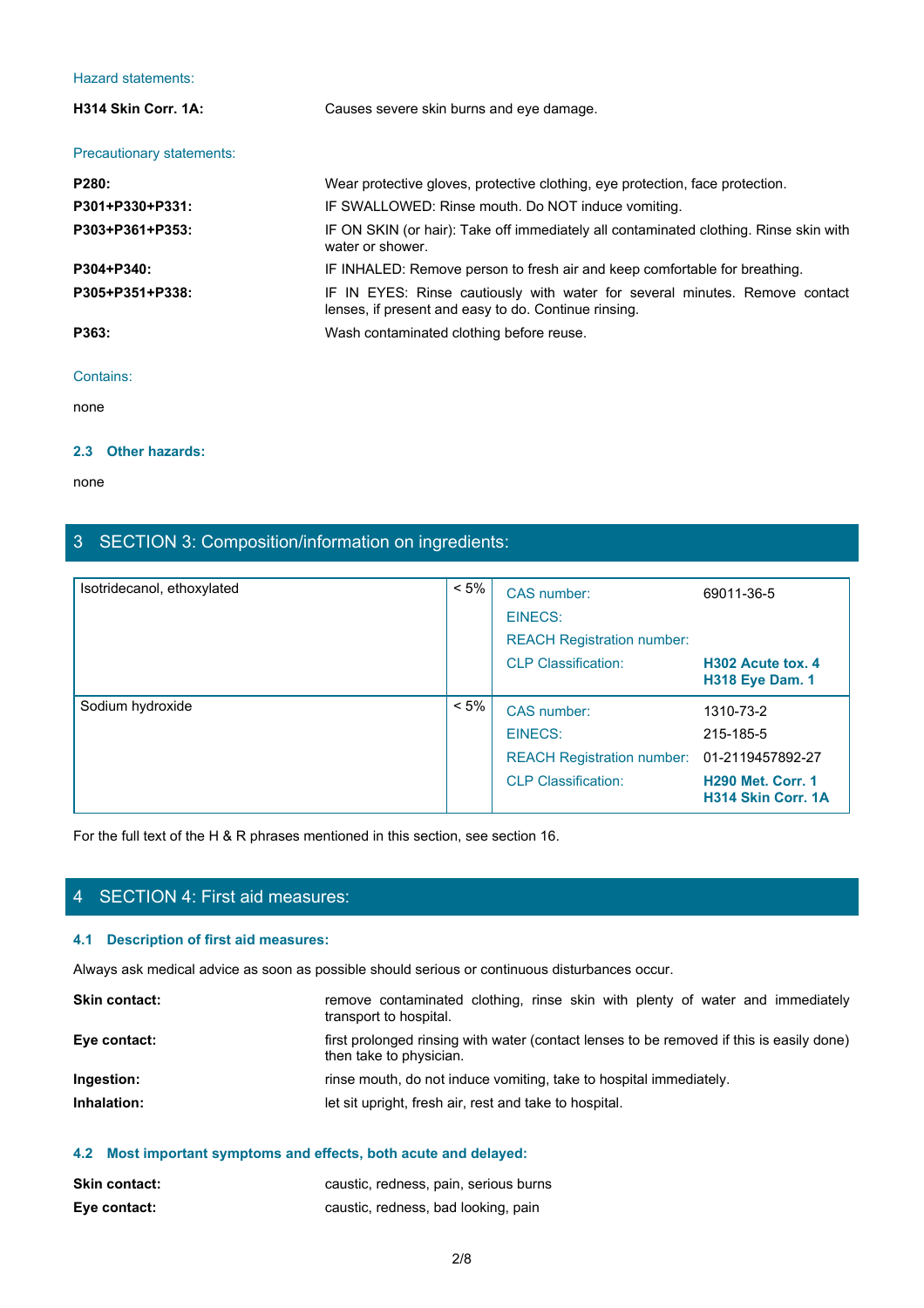Hazard statements:

**H314 Skin Corr. 1A:** Causes severe skin burns and eye damage.

Precautionary statements:

**P280:** Wear protective gloves, protective clothing, eye protection, face protection.

**P301+P330+P331:** IF SWALLOWED: Rinse mouth. Do NOT induce vomiting.

**P303+P361+P353:** IF ON SKIN (or hair): Take off immediately all contaminated clothing. Rinse skin with water or shower.

**P304+P340:** IF INHALED: Remove person to fresh air and keep comfortable for breathing.

**P305+P351+P338:** IF IN EYES: Rinse cautiously with water for several minutes. Remove contact lenses, if present and easy to do. Continue rinsing.

**P363:** Wash contaminated clothing before reuse.

Contains:

none

### 2.3 Other hazards:

none

## 3 SECTION 3: Composition/information on ingredients:

| Substance | Concentration | | |
|---|---|---|---|
| Isotridecanol, ethoxylated | < 5% | CAS number: | 69011-36-5 |
| | | EINECS: | |
| | | REACH Registration number: | |
| | | CLP Classification: | **H302 Acute tox. 4**<br>**H318 Eye Dam. 1** |
| Sodium hydroxide | < 5% | CAS number: | 1310-73-2 |
| | | EINECS: | 215-185-5 |
| | | REACH Registration number: | 01-2119457892-27 |
| | | CLP Classification: | **H290 Met. Corr. 1**<br>**H314 Skin Corr. 1A** |

For the full text of the H & R phrases mentioned in this section, see section 16.

## 4 SECTION 4: First aid measures:

### 4.1 Description of first aid measures:

Always ask medical advice as soon as possible should serious or continuous disturbances occur.

**Skin contact:** remove contaminated clothing, rinse skin with plenty of water and immediately transport to hospital.

**Eye contact:** first prolonged rinsing with water (contact lenses to be removed if this is easily done) then take to physician.

**Ingestion:** rinse mouth, do not induce vomiting, take to hospital immediately.

**Inhalation:** let sit upright, fresh air, rest and take to hospital.

### 4.2 Most important symptoms and effects, both acute and delayed:

**Skin contact:** caustic, redness, pain, serious burns

**Eye contact:** caustic, redness, bad looking, pain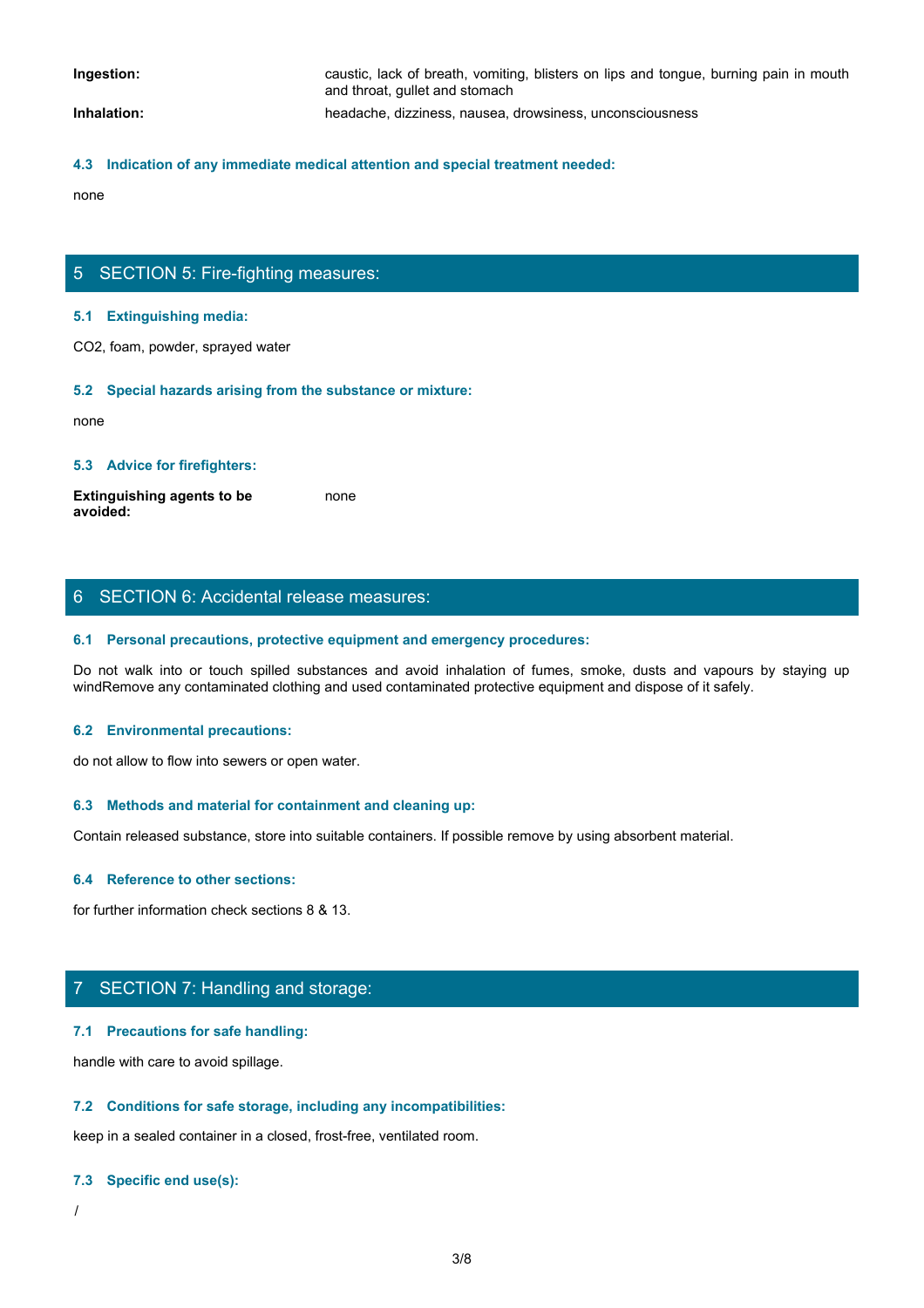**Ingestion:** caustic, lack of breath, vomiting, blisters on lips and tongue, burning pain in mouth and throat, gullet and stomach

**Inhalation:** headache, dizziness, nausea, drowsiness, unconsciousness

### 4.3 Indication of any immediate medical attention and special treatment needed:

none

## 5 SECTION 5: Fire-fighting measures:

### 5.1 Extinguishing media:

$CO_2$, foam, powder, sprayed water

### 5.2 Special hazards arising from the substance or mixture:

none

### 5.3 Advice for firefighters:

**Extinguishing agents to be avoided:** none

## 6 SECTION 6: Accidental release measures:

### 6.1 Personal precautions, protective equipment and emergency procedures:

Do not walk into or touch spilled substances and avoid inhalation of fumes, smoke, dusts and vapours by staying up windRemove any contaminated clothing and used contaminated protective equipment and dispose of it safely.

### 6.2 Environmental precautions:

do not allow to flow into sewers or open water.

### 6.3 Methods and material for containment and cleaning up:

Contain released substance, store into suitable containers. If possible remove by using absorbent material.

### 6.4 Reference to other sections:

for further information check sections 8 & 13.

## 7 SECTION 7: Handling and storage:

### 7.1 Precautions for safe handling:

handle with care to avoid spillage.

### 7.2 Conditions for safe storage, including any incompatibilities:

keep in a sealed container in a closed, frost-free, ventilated room.

### 7.3 Specific end use(s):

/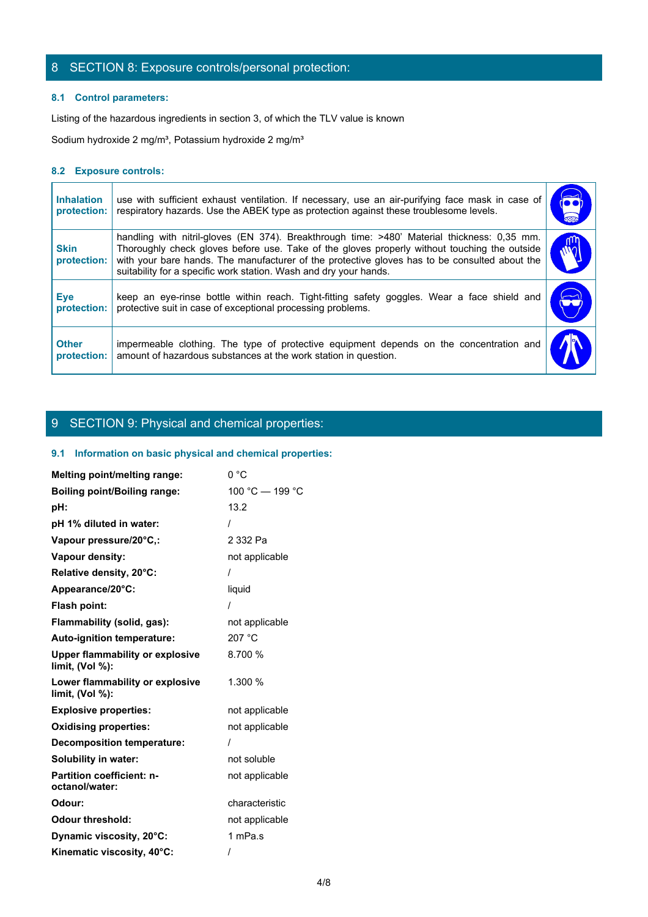## 8 SECTION 8: Exposure controls/personal protection:

### 8.1 Control parameters:

Listing of the hazardous ingredients in section 3, of which the TLV value is known

Sodium hydroxide 2 mg/m³, Potassium hydroxide 2 mg/m³

### 8.2 Exposure controls:

| | |
|---|---|
| **Inhalation protection:** | use with sufficient exhaust ventilation. If necessary, use an air-purifying face mask in case of respiratory hazards. Use the ABEK type as protection against these troublesome levels. |
| **Skin protection:** | handling with nitril-gloves (EN 374). Breakthrough time: >480' Material thickness: 0,35 mm. Thoroughly check gloves before use. Take of the gloves properly without touching the outside with your bare hands. The manufacturer of the protective gloves has to be consulted about the suitability for a specific work station. Wash and dry your hands. |
| **Eye protection:** | keep an eye-rinse bottle within reach. Tight-fitting safety goggles. Wear a face shield and protective suit in case of exceptional processing problems. |
| **Other protection:** | impermeable clothing. The type of protective equipment depends on the concentration and amount of hazardous substances at the work station in question. |

## 9 SECTION 9: Physical and chemical properties:

### 9.1 Information on basic physical and chemical properties:

| | |
|---|---|
| **Melting point/melting range:** | 0 °C |
| **Boiling point/Boiling range:** | 100 °C — 199 °C |
| **pH:** | 13.2 |
| **pH 1% diluted in water:** | / |
| **Vapour pressure/20°C,:** | 2 332 Pa |
| **Vapour density:** | not applicable |
| **Relative density, 20°C:** | / |
| **Appearance/20°C:** | liquid |
| **Flash point:** | / |
| **Flammability (solid, gas):** | not applicable |
| **Auto-ignition temperature:** | 207 °C |
| **Upper flammability or explosive limit, (Vol %):** | 8.700 % |
| **Lower flammability or explosive limit, (Vol %):** | 1.300 % |
| **Explosive properties:** | not applicable |
| **Oxidising properties:** | not applicable |
| **Decomposition temperature:** | / |
| **Solubility in water:** | not soluble |
| **Partition coefficient: n-octanol/water:** | not applicable |
| **Odour:** | characteristic |
| **Odour threshold:** | not applicable |
| **Dynamic viscosity, 20°C:** | 1 mPa.s |
| **Kinematic viscosity, 40°C:** | / |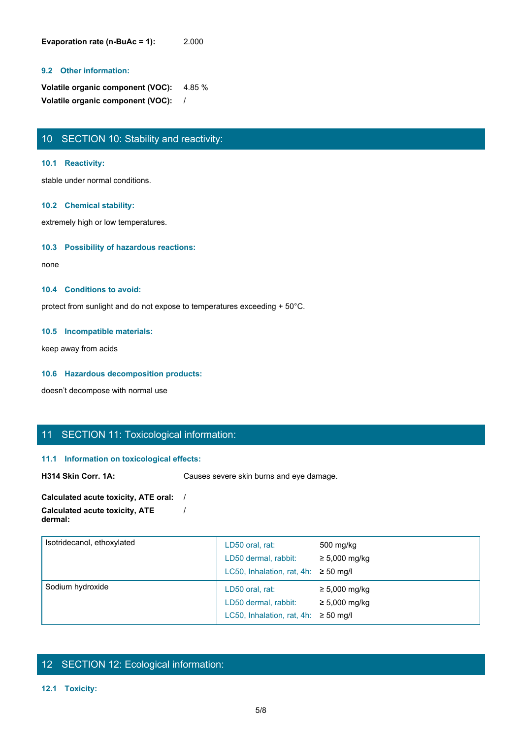**Evaporation rate (n-BuAc = 1):** 2.000

### 9.2 Other information:

**Volatile organic component (VOC):** 4.85 %

**Volatile organic component (VOC):** /

## 10 SECTION 10: Stability and reactivity:

### 10.1 Reactivity:

stable under normal conditions.

### 10.2 Chemical stability:

extremely high or low temperatures.

### 10.3 Possibility of hazardous reactions:

none

### 10.4 Conditions to avoid:

protect from sunlight and do not expose to temperatures exceeding + 50°C.

### 10.5 Incompatible materials:

keep away from acids

### 10.6 Hazardous decomposition products:

doesn't decompose with normal use

## 11 SECTION 11: Toxicological information:

### 11.1 Information on toxicological effects:

**H314 Skin Corr. 1A:** Causes severe skin burns and eye damage.

**Calculated acute toxicity, ATE oral:** /

**Calculated acute toxicity, ATE dermal:** /

| Substance | Test | Value |
|---|---|---|
| Isotridecanol, ethoxylated | LD50 oral, rat: | 500 mg/kg |
| | LD50 dermal, rabbit: | ≥ 5,000 mg/kg |
| | LC50, Inhalation, rat, 4h: | ≥ 50 mg/l |
| Sodium hydroxide | LD50 oral, rat: | ≥ 5,000 mg/kg |
| | LD50 dermal, rabbit: | ≥ 5,000 mg/kg |
| | LC50, Inhalation, rat, 4h: | ≥ 50 mg/l |

## 12 SECTION 12: Ecological information:

### 12.1 Toxicity: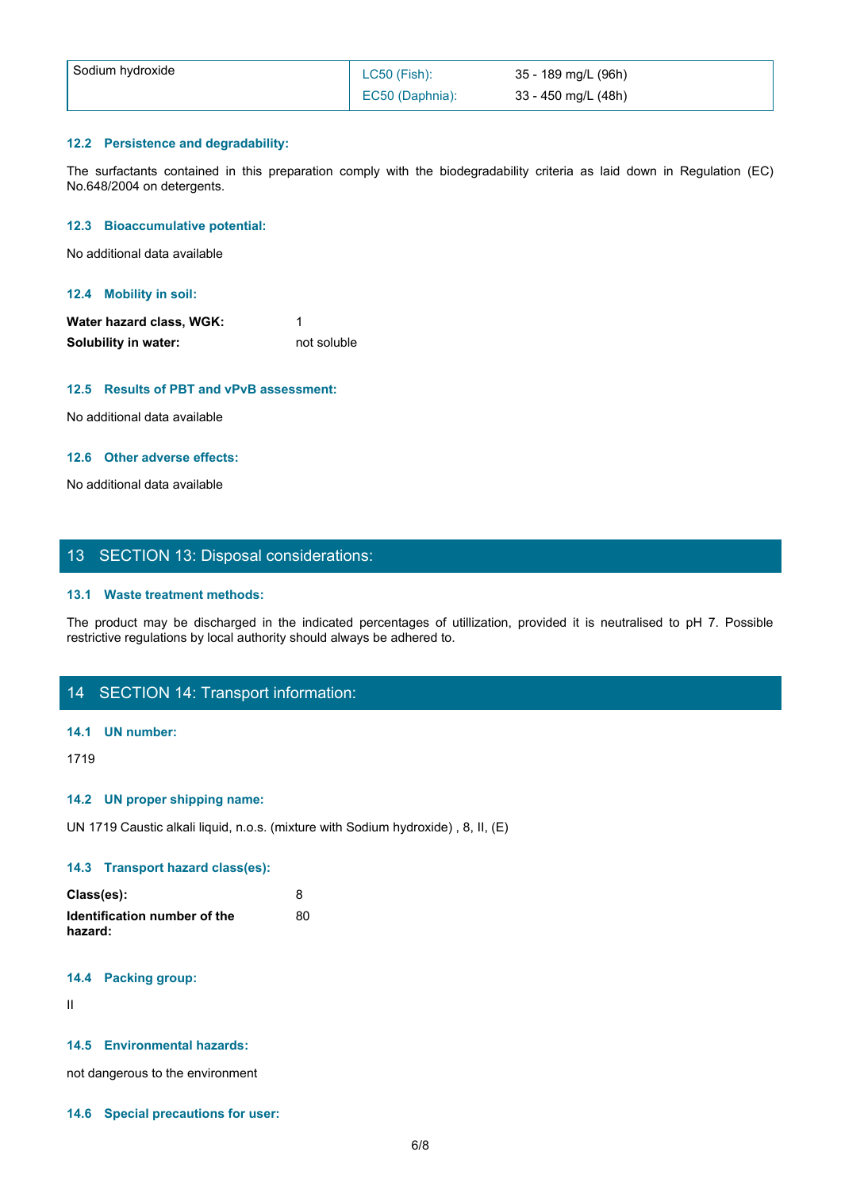| Sodium hydroxide | LC50 (Fish): | 35 - 189 mg/L (96h) |
| --- | --- | --- |
| | EC50 (Daphnia): | 33 - 450 mg/L (48h) |

### 12.2 Persistence and degradability:

The surfactants contained in this preparation comply with the biodegradability criteria as laid down in Regulation (EC) No.648/2004 on detergents.

### 12.3 Bioaccumulative potential:

No additional data available

### 12.4 Mobility in soil:

**Water hazard class, WGK:** 1

**Solubility in water:** not soluble

### 12.5 Results of PBT and vPvB assessment:

No additional data available

### 12.6 Other adverse effects:

No additional data available

## 13 SECTION 13: Disposal considerations:

### 13.1 Waste treatment methods:

The product may be discharged in the indicated percentages of utillization, provided it is neutralised to pH 7. Possible restrictive regulations by local authority should always be adhered to.

## 14 SECTION 14: Transport information:

### 14.1 UN number:

1719

### 14.2 UN proper shipping name:

UN 1719 Caustic alkali liquid, n.o.s. (mixture with Sodium hydroxide) , 8, II, (E)

### 14.3 Transport hazard class(es):

**Class(es):** 8

**Identification number of the hazard:** 80

### 14.4 Packing group:

II

### 14.5 Environmental hazards:

not dangerous to the environment

### 14.6 Special precautions for user: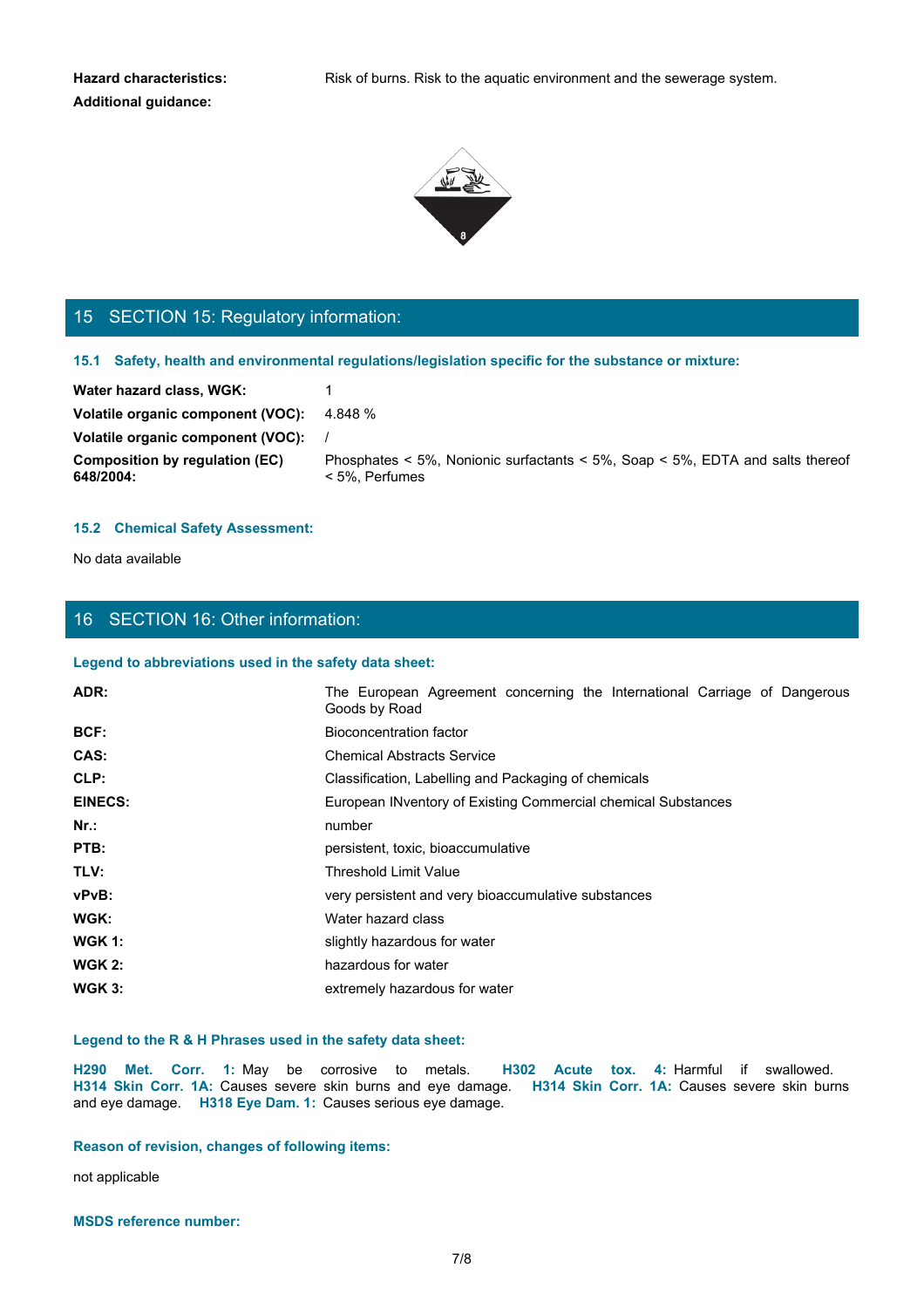**Hazard characteristics:** Risk of burns. Risk to the aquatic environment and the sewerage system.

**Additional guidance:**

## 15 SECTION 15: Regulatory information:

### 15.1 Safety, health and environmental regulations/legislation specific for the substance or mixture:

| | |
|---|---|
| **Water hazard class, WGK:** | 1 |
| **Volatile organic component (VOC):** | 4.848 % |
| **Volatile organic component (VOC):** | / |
| **Composition by regulation (EC) 648/2004:** | Phosphates < 5%, Nonionic surfactants < 5%, Soap < 5%, EDTA and salts thereof < 5%, Perfumes |

### 15.2 Chemical Safety Assessment:

No data available

## 16 SECTION 16: Other information:

### Legend to abbreviations used in the safety data sheet:

| | |
|---|---|
| **ADR:** | The European Agreement concerning the International Carriage of Dangerous Goods by Road |
| **BCF:** | Bioconcentration factor |
| **CAS:** | Chemical Abstracts Service |
| **CLP:** | Classification, Labelling and Packaging of chemicals |
| **EINECS:** | European INventory of Existing Commercial chemical Substances |
| **Nr.:** | number |
| **PTB:** | persistent, toxic, bioaccumulative |
| **TLV:** | Threshold Limit Value |
| **vPvB:** | very persistent and very bioaccumulative substances |
| **WGK:** | Water hazard class |
| **WGK 1:** | slightly hazardous for water |
| **WGK 2:** | hazardous for water |
| **WGK 3:** | extremely hazardous for water |

### Legend to the R & H Phrases used in the safety data sheet:

**H290 Met. Corr. 1:** May be corrosive to metals. **H302 Acute tox. 4:** Harmful if swallowed. **H314 Skin Corr. 1A:** Causes severe skin burns and eye damage. **H314 Skin Corr. 1A:** Causes severe skin burns and eye damage. **H318 Eye Dam. 1:** Causes serious eye damage.

### Reason of revision, changes of following items:

not applicable

### MSDS reference number: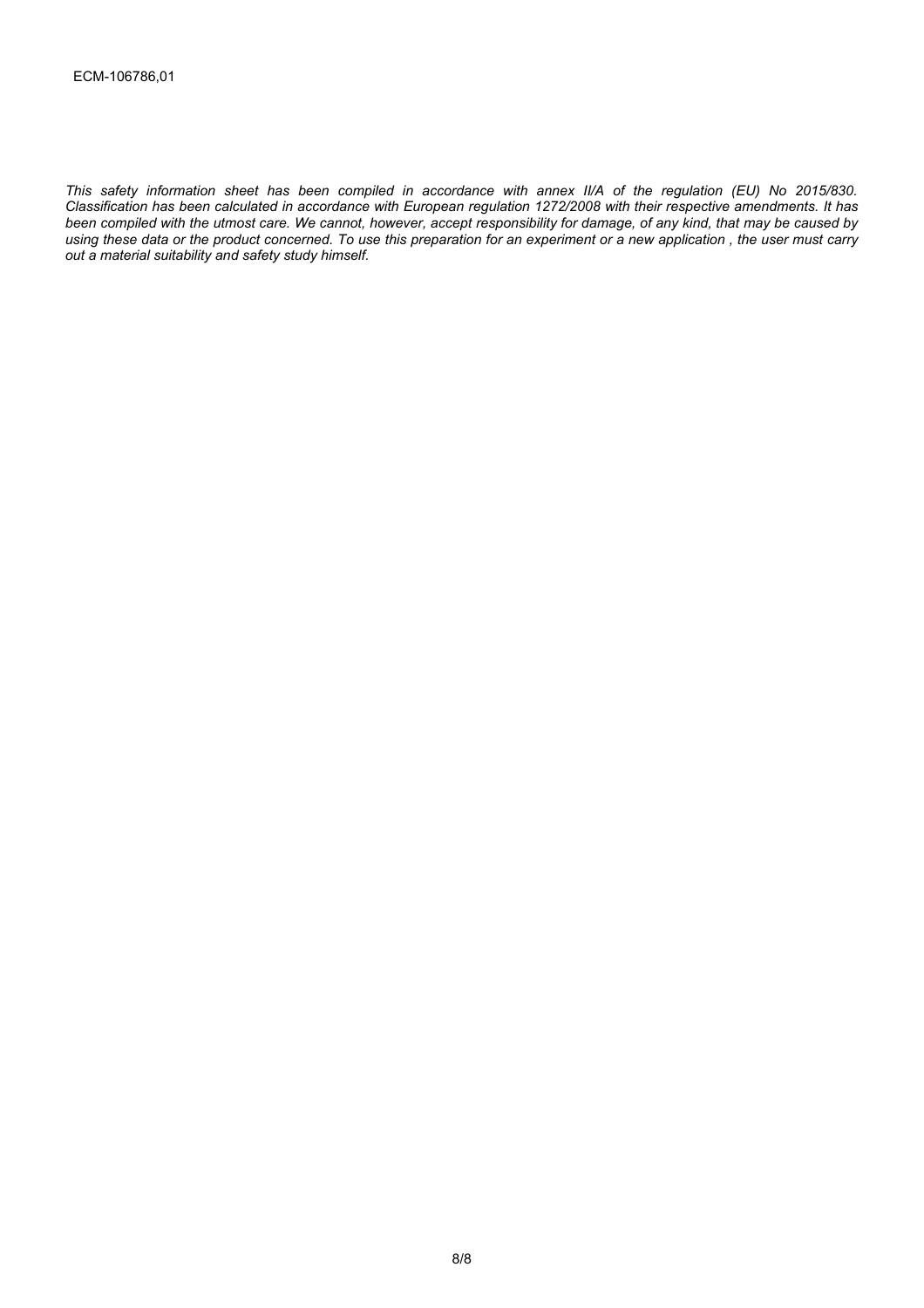*This safety information sheet has been compiled in accordance with annex II/A of the regulation (EU) No 2015/830. Classification has been calculated in accordance with European regulation 1272/2008 with their respective amendments. It has been compiled with the utmost care. We cannot, however, accept responsibility for damage, of any kind, that may be caused by using these data or the product concerned. To use this preparation for an experiment or a new application , the user must carry out a material suitability and safety study himself.*